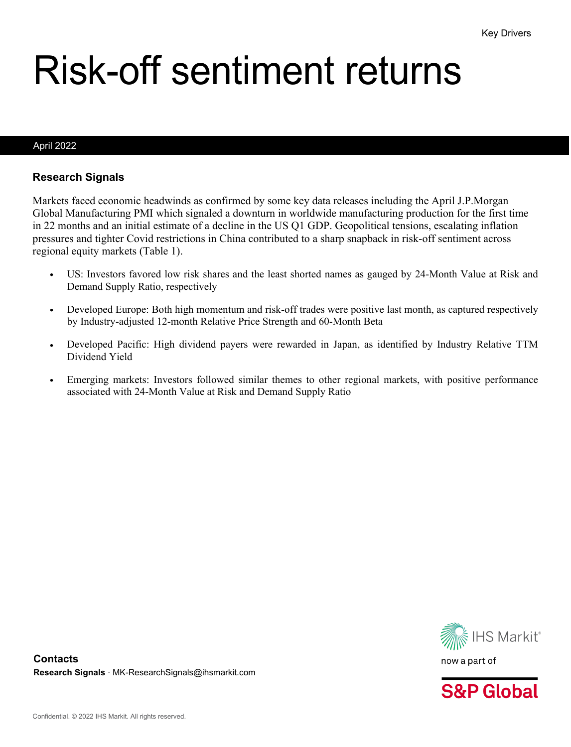Key Drivers

# Risk-off sentiment returns

April 2022

## Research Signals

Markets faced economic headwinds as confirmed by some key data releases including the April J.P.Morgan Global Manufacturing PMI which signaled a downturn in worldwide manufacturing production for the first time in 22 months and an initial estimate of a decline in the US Q1 GDP. Geopolitical tensions, escalating inflation pressures and tighter Covid restrictions in China contributed to a sharp snapback in risk-off sentiment across regional equity markets (Table 1).

- US: Investors favored low risk shares and the least shorted names as gauged by 24-Month Value at Risk and Demand Supply Ratio, respectively
- Developed Europe: Both high momentum and risk-off trades were positive last month, as captured respectively by Industry-adjusted 12-month Relative Price Strength and 60-Month Beta
- Developed Pacific: High dividend payers were rewarded in Japan, as identified by Industry Relative TTM Dividend Yield
- Emerging markets: Investors followed similar themes to other regional markets, with positive performance associated with 24-Month Value at Risk and Demand Supply Ratio

**Contacts**

**Research Signals** · MK-ResearchSignals@ihsmarkit.com

IHS Markit now a part of S&P Global

Confidential. © 2022 IHS Markit. All rights reserved.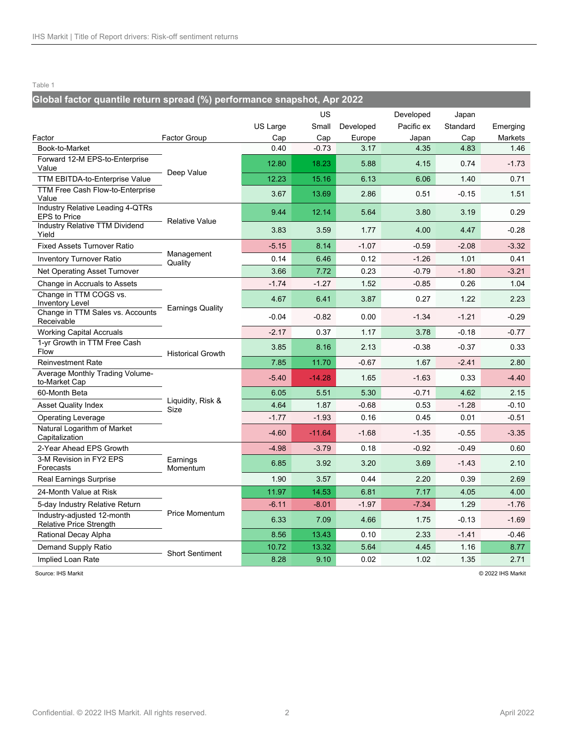Table 1

**Global factor quantile return spread (%) performance snapshot, Apr 2022**

| Factor | Factor Group | US Large Cap | US Small Cap | Developed Europe | Developed Pacific ex Japan | Japan Standard Cap | Emerging Markets |
|---|---|---|---|---|---|---|---|
| Book-to-Market | Deep Value | 0.40 | -0.73 | 3.17 | 4.35 | 4.83 | 1.46 |
| Forward 12-M EPS-to-Enterprise Value | Deep Value | 12.80 | 18.23 | 5.88 | 4.15 | 0.74 | -1.73 |
| TTM EBITDA-to-Enterprise Value | Deep Value | 12.23 | 15.16 | 6.13 | 6.06 | 1.40 | 0.71 |
| TTM Free Cash Flow-to-Enterprise Value | Deep Value | 3.67 | 13.69 | 2.86 | 0.51 | -0.15 | 1.51 |
| Industry Relative Leading 4-QTRs EPS to Price | Relative Value | 9.44 | 12.14 | 5.64 | 3.80 | 3.19 | 0.29 |
| Industry Relative TTM Dividend Yield | Relative Value | 3.83 | 3.59 | 1.77 | 4.00 | 4.47 | -0.28 |
| Fixed Assets Turnover Ratio | Management Quality | -5.15 | 8.14 | -1.07 | -0.59 | -2.08 | -3.32 |
| Inventory Turnover Ratio | Management Quality | 0.14 | 6.46 | 0.12 | -1.26 | 1.01 | 0.41 |
| Net Operating Asset Turnover | Management Quality | 3.66 | 7.72 | 0.23 | -0.79 | -1.80 | -3.21 |
| Change in Accruals to Assets | Earnings Quality | -1.74 | -1.27 | 1.52 | -0.85 | 0.26 | 1.04 |
| Change in TTM COGS vs. Inventory Level | Earnings Quality | 4.67 | 6.41 | 3.87 | 0.27 | 1.22 | 2.23 |
| Change in TTM Sales vs. Accounts Receivable | Earnings Quality | -0.04 | -0.82 | 0.00 | -1.34 | -1.21 | -0.29 |
| Working Capital Accruals | Earnings Quality | -2.17 | 0.37 | 1.17 | 3.78 | -0.18 | -0.77 |
| 1-yr Growth in TTM Free Cash Flow | Historical Growth | 3.85 | 8.16 | 2.13 | -0.38 | -0.37 | 0.33 |
| Reinvestment Rate | Historical Growth | 7.85 | 11.70 | -0.67 | 1.67 | -2.41 | 2.80 |
| Average Monthly Trading Volume-to-Market Cap | Liquidity, Risk & Size | -5.40 | -14.28 | 1.65 | -1.63 | 0.33 | -4.40 |
| 60-Month Beta | Liquidity, Risk & Size | 6.05 | 5.51 | 5.30 | -0.71 | 4.62 | 2.15 |
| Asset Quality Index | Liquidity, Risk & Size | 4.64 | 1.87 | -0.68 | 0.53 | -1.28 | -0.10 |
| Operating Leverage | Liquidity, Risk & Size | -1.77 | -1.93 | 0.16 | 0.45 | 0.01 | -0.51 |
| Natural Logarithm of Market Capitalization | Liquidity, Risk & Size | -4.60 | -11.64 | -1.68 | -1.35 | -0.55 | -3.35 |
| 2-Year Ahead EPS Growth | Earnings Momentum | -4.98 | -3.79 | 0.18 | -0.92 | -0.49 | 0.60 |
| 3-M Revision in FY2 EPS Forecasts | Earnings Momentum | 6.85 | 3.92 | 3.20 | 3.69 | -1.43 | 2.10 |
| Real Earnings Surprise | Earnings Momentum | 1.90 | 3.57 | 0.44 | 2.20 | 0.39 | 2.69 |
| 24-Month Value at Risk | Price Momentum | 11.97 | 14.53 | 6.81 | 7.17 | 4.05 | 4.00 |
| 5-day Industry Relative Return | Price Momentum | -6.11 | -8.01 | -1.97 | -7.34 | 1.29 | -1.76 |
| Industry-adjusted 12-month Relative Price Strength | Price Momentum | 6.33 | 7.09 | 4.66 | 1.75 | -0.13 | -1.69 |
| Rational Decay Alpha | Price Momentum | 8.56 | 13.43 | 0.10 | 2.33 | -1.41 | -0.46 |
| Demand Supply Ratio | Short Sentiment | 10.72 | 13.32 | 5.64 | 4.45 | 1.16 | 8.77 |
| Implied Loan Rate | Short Sentiment | 8.28 | 9.10 | 0.02 | 1.02 | 1.35 | 2.71 |

Source: IHS Markit © 2022 IHS Markit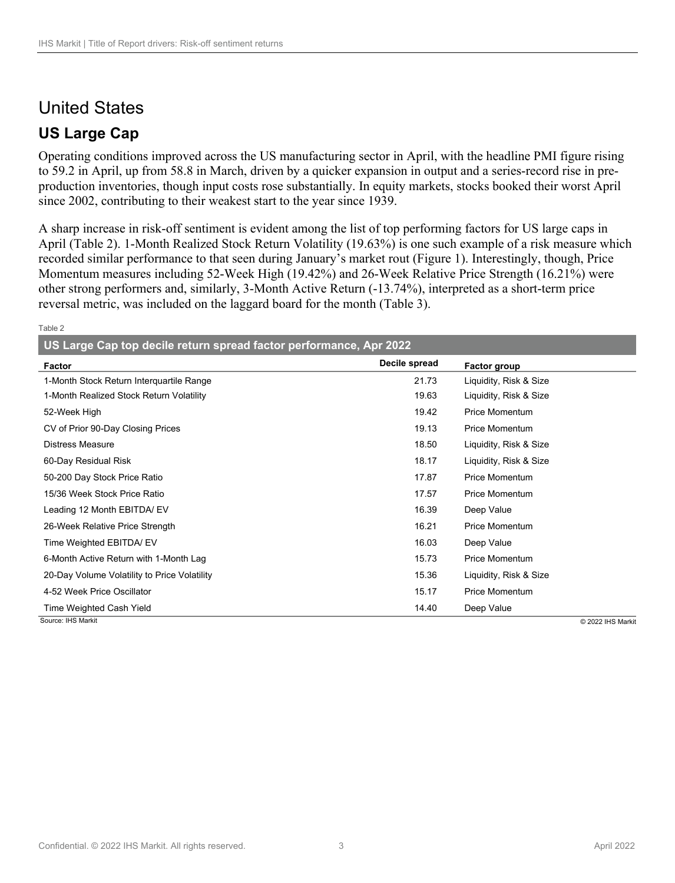# United States

## US Large Cap

Operating conditions improved across the US manufacturing sector in April, with the headline PMI figure rising to 59.2 in April, up from 58.8 in March, driven by a quicker expansion in output and a series-record rise in pre-production inventories, though input costs rose substantially. In equity markets, stocks booked their worst April since 2002, contributing to their weakest start to the year since 1939.

A sharp increase in risk-off sentiment is evident among the list of top performing factors for US large caps in April (Table 2). 1-Month Realized Stock Return Volatility (19.63%) is one such example of a risk measure which recorded similar performance to that seen during January's market rout (Figure 1). Interestingly, though, Price Momentum measures including 52-Week High (19.42%) and 26-Week Relative Price Strength (16.21%) were other strong performers and, similarly, 3-Month Active Return (-13.74%), interpreted as a short-term price reversal metric, was included on the laggard board for the month (Table 3).

Table 2

**US Large Cap top decile return spread factor performance, Apr 2022**

| Factor | Decile spread | Factor group |
|---|---|---|
| 1-Month Stock Return Interquartile Range | 21.73 | Liquidity, Risk & Size |
| 1-Month Realized Stock Return Volatility | 19.63 | Liquidity, Risk & Size |
| 52-Week High | 19.42 | Price Momentum |
| CV of Prior 90-Day Closing Prices | 19.13 | Price Momentum |
| Distress Measure | 18.50 | Liquidity, Risk & Size |
| 60-Day Residual Risk | 18.17 | Liquidity, Risk & Size |
| 50-200 Day Stock Price Ratio | 17.87 | Price Momentum |
| 15/36 Week Stock Price Ratio | 17.57 | Price Momentum |
| Leading 12 Month EBITDA/ EV | 16.39 | Deep Value |
| 26-Week Relative Price Strength | 16.21 | Price Momentum |
| Time Weighted EBITDA/ EV | 16.03 | Deep Value |
| 6-Month Active Return with 1-Month Lag | 15.73 | Price Momentum |
| 20-Day Volume Volatility to Price Volatility | 15.36 | Liquidity, Risk & Size |
| 4-52 Week Price Oscillator | 15.17 | Price Momentum |
| Time Weighted Cash Yield | 14.40 | Deep Value |

Source: IHS Markit © 2022 IHS Markit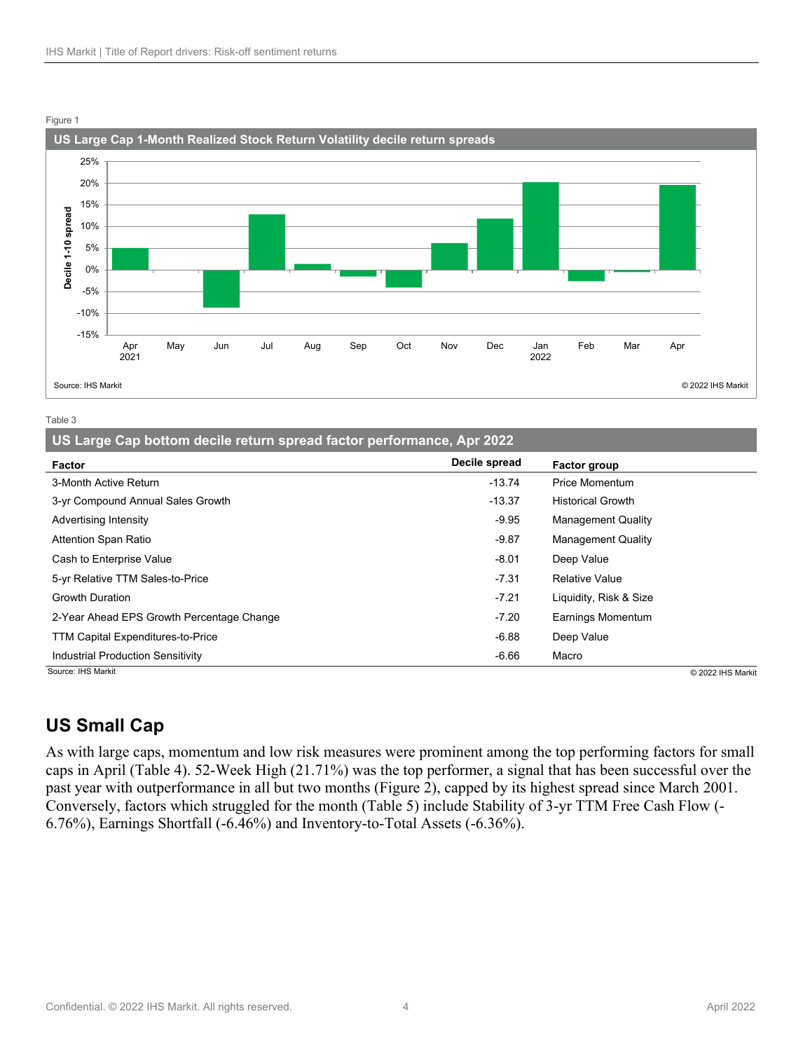Figure 1

**US Large Cap 1-Month Realized Stock Return Volatility decile return spreads**

Source: IHS Markit

© 2022 IHS Markit

Table 3

**US Large Cap bottom decile return spread factor performance, Apr 2022**

| Factor | Decile spread | Factor group |
|---|---|---|
| 3-Month Active Return | -13.74 | Price Momentum |
| 3-yr Compound Annual Sales Growth | -13.37 | Historical Growth |
| Advertising Intensity | -9.95 | Management Quality |
| Attention Span Ratio | -9.87 | Management Quality |
| Cash to Enterprise Value | -8.01 | Deep Value |
| 5-yr Relative TTM Sales-to-Price | -7.31 | Relative Value |
| Growth Duration | -7.21 | Liquidity, Risk & Size |
| 2-Year Ahead EPS Growth Percentage Change | -7.20 | Earnings Momentum |
| TTM Capital Expenditures-to-Price | -6.88 | Deep Value |
| Industrial Production Sensitivity | -6.66 | Macro |

Source: IHS Markit

© 2022 IHS Markit

## US Small Cap

As with large caps, momentum and low risk measures were prominent among the top performing factors for small caps in April (Table 4). 52-Week High (21.71%) was the top performer, a signal that has been successful over the past year with outperformance in all but two months (Figure 2), capped by its highest spread since March 2001. Conversely, factors which struggled for the month (Table 5) include Stability of 3-yr TTM Free Cash Flow (-6.76%), Earnings Shortfall (-6.46%) and Inventory-to-Total Assets (-6.36%).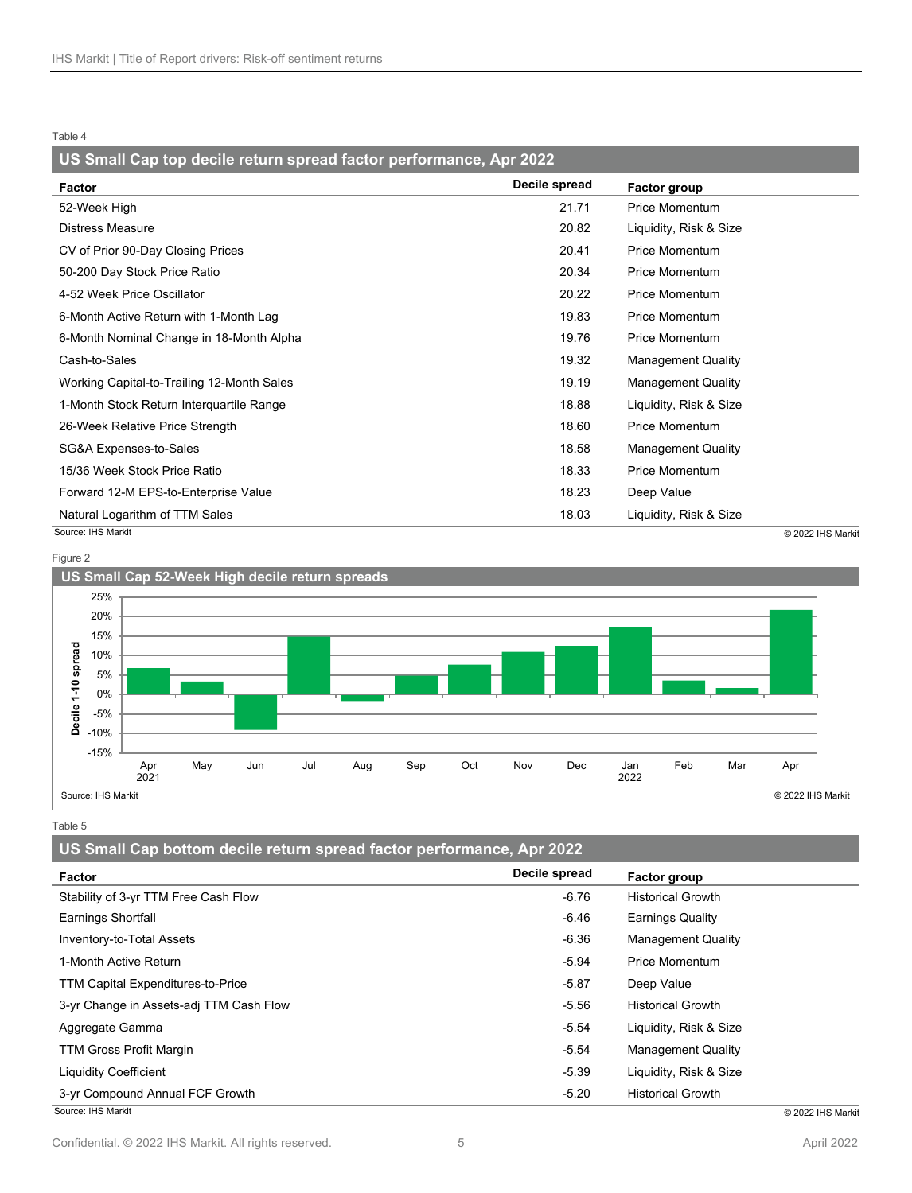Table 4

**US Small Cap top decile return spread factor performance, Apr 2022**

| Factor | Decile spread | Factor group |
|---|---|---|
| 52-Week High | 21.71 | Price Momentum |
| Distress Measure | 20.82 | Liquidity, Risk & Size |
| CV of Prior 90-Day Closing Prices | 20.41 | Price Momentum |
| 50-200 Day Stock Price Ratio | 20.34 | Price Momentum |
| 4-52 Week Price Oscillator | 20.22 | Price Momentum |
| 6-Month Active Return with 1-Month Lag | 19.83 | Price Momentum |
| 6-Month Nominal Change in 18-Month Alpha | 19.76 | Price Momentum |
| Cash-to-Sales | 19.32 | Management Quality |
| Working Capital-to-Trailing 12-Month Sales | 19.19 | Management Quality |
| 1-Month Stock Return Interquartile Range | 18.88 | Liquidity, Risk & Size |
| 26-Week Relative Price Strength | 18.60 | Price Momentum |
| SG&A Expenses-to-Sales | 18.58 | Management Quality |
| 15/36 Week Stock Price Ratio | 18.33 | Price Momentum |
| Forward 12-M EPS-to-Enterprise Value | 18.23 | Deep Value |
| Natural Logarithm of TTM Sales | 18.03 | Liquidity, Risk & Size |

Source: IHS Markit © 2022 IHS Markit

Figure 2

**US Small Cap 52-Week High decile return spreads**

Source: IHS Markit © 2022 IHS Markit

Table 5

**US Small Cap bottom decile return spread factor performance, Apr 2022**

| Factor | Decile spread | Factor group |
|---|---|---|
| Stability of 3-yr TTM Free Cash Flow | -6.76 | Historical Growth |
| Earnings Shortfall | -6.46 | Earnings Quality |
| Inventory-to-Total Assets | -6.36 | Management Quality |
| 1-Month Active Return | -5.94 | Price Momentum |
| TTM Capital Expenditures-to-Price | -5.87 | Deep Value |
| 3-yr Change in Assets-adj TTM Cash Flow | -5.56 | Historical Growth |
| Aggregate Gamma | -5.54 | Liquidity, Risk & Size |
| TTM Gross Profit Margin | -5.54 | Management Quality |
| Liquidity Coefficient | -5.39 | Liquidity, Risk & Size |
| 3-yr Compound Annual FCF Growth | -5.20 | Historical Growth |

Source: IHS Markit © 2022 IHS Markit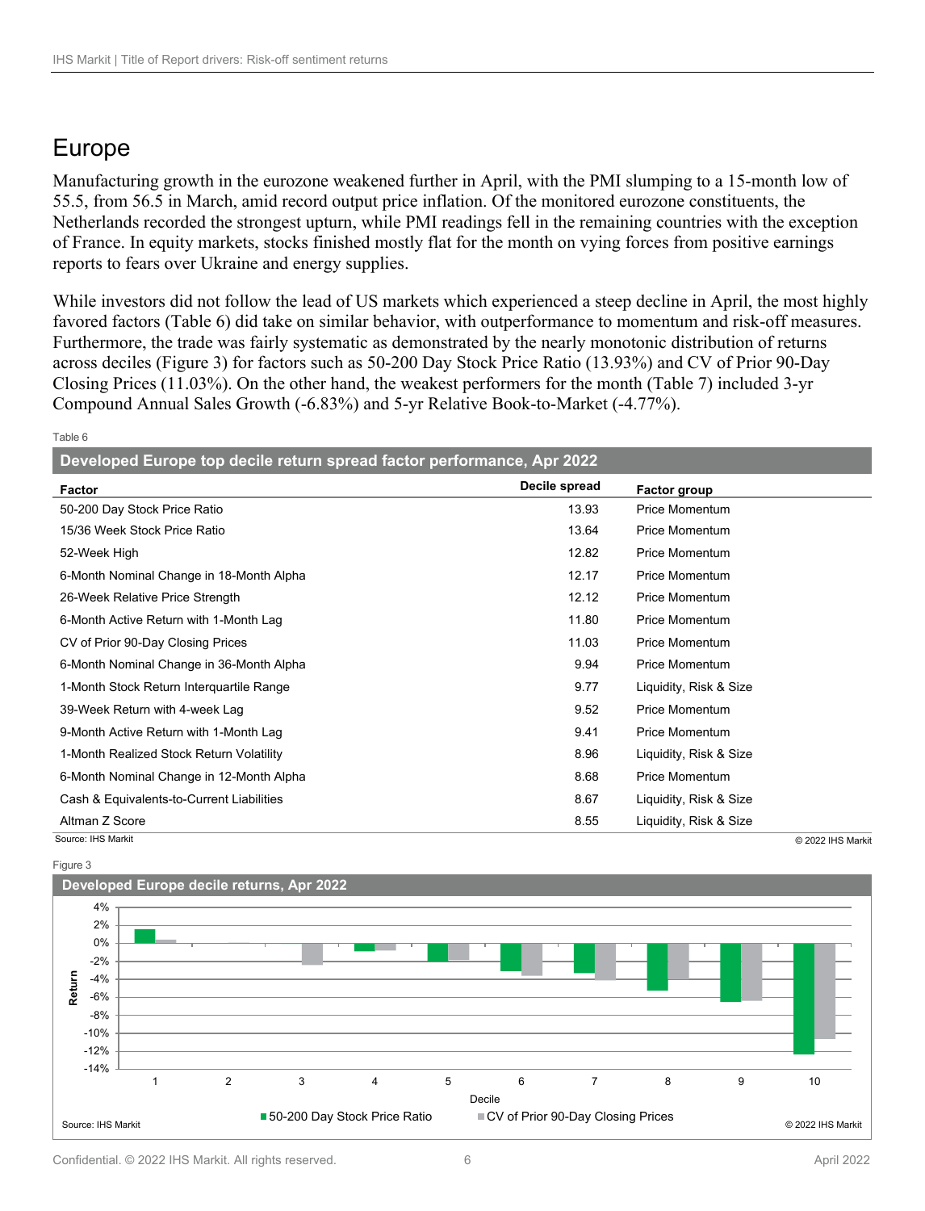# Europe

Manufacturing growth in the eurozone weakened further in April, with the PMI slumping to a 15-month low of 55.5, from 56.5 in March, amid record output price inflation. Of the monitored eurozone constituents, the Netherlands recorded the strongest upturn, while PMI readings fell in the remaining countries with the exception of France. In equity markets, stocks finished mostly flat for the month on vying forces from positive earnings reports to fears over Ukraine and energy supplies.

While investors did not follow the lead of US markets which experienced a steep decline in April, the most highly favored factors (Table 6) did take on similar behavior, with outperformance to momentum and risk-off measures. Furthermore, the trade was fairly systematic as demonstrated by the nearly monotonic distribution of returns across deciles (Figure 3) for factors such as 50-200 Day Stock Price Ratio (13.93%) and CV of Prior 90-Day Closing Prices (11.03%). On the other hand, the weakest performers for the month (Table 7) included 3-yr Compound Annual Sales Growth (-6.83%) and 5-yr Relative Book-to-Market (-4.77%).

Table 6

**Developed Europe top decile return spread factor performance, Apr 2022**

| Factor | Decile spread | Factor group |
|---|---|---|
| 50-200 Day Stock Price Ratio | 13.93 | Price Momentum |
| 15/36 Week Stock Price Ratio | 13.64 | Price Momentum |
| 52-Week High | 12.82 | Price Momentum |
| 6-Month Nominal Change in 18-Month Alpha | 12.17 | Price Momentum |
| 26-Week Relative Price Strength | 12.12 | Price Momentum |
| 6-Month Active Return with 1-Month Lag | 11.80 | Price Momentum |
| CV of Prior 90-Day Closing Prices | 11.03 | Price Momentum |
| 6-Month Nominal Change in 36-Month Alpha | 9.94 | Price Momentum |
| 1-Month Stock Return Interquartile Range | 9.77 | Liquidity, Risk & Size |
| 39-Week Return with 4-week Lag | 9.52 | Price Momentum |
| 9-Month Active Return with 1-Month Lag | 9.41 | Price Momentum |
| 1-Month Realized Stock Return Volatility | 8.96 | Liquidity, Risk & Size |
| 6-Month Nominal Change in 12-Month Alpha | 8.68 | Price Momentum |
| Cash & Equivalents-to-Current Liabilities | 8.67 | Liquidity, Risk & Size |
| Altman Z Score | 8.55 | Liquidity, Risk & Size |

Source: IHS Markit © 2022 IHS Markit

Figure 3

**Developed Europe decile returns, Apr 2022**

Source: IHS Markit © 2022 IHS Markit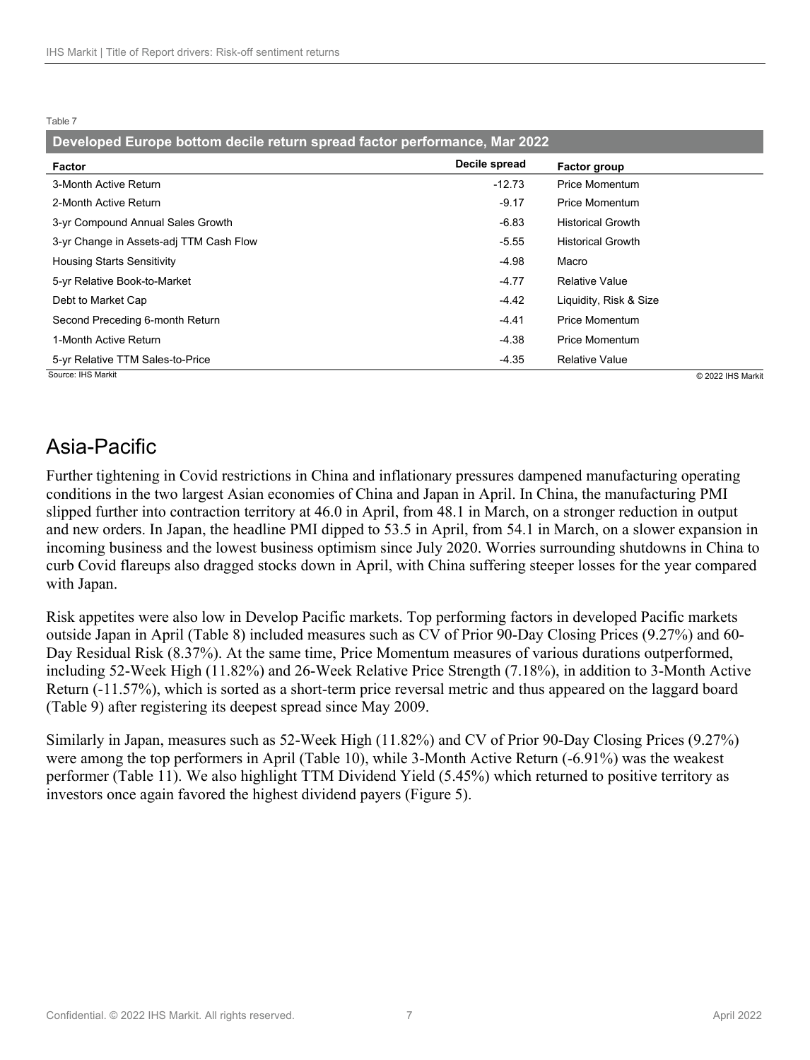Table 7

**Developed Europe bottom decile return spread factor performance, Mar 2022**

| Factor | Decile spread | Factor group |
|---|---|---|
| 3-Month Active Return | -12.73 | Price Momentum |
| 2-Month Active Return | -9.17 | Price Momentum |
| 3-yr Compound Annual Sales Growth | -6.83 | Historical Growth |
| 3-yr Change in Assets-adj TTM Cash Flow | -5.55 | Historical Growth |
| Housing Starts Sensitivity | -4.98 | Macro |
| 5-yr Relative Book-to-Market | -4.77 | Relative Value |
| Debt to Market Cap | -4.42 | Liquidity, Risk & Size |
| Second Preceding 6-month Return | -4.41 | Price Momentum |
| 1-Month Active Return | -4.38 | Price Momentum |
| 5-yr Relative TTM Sales-to-Price | -4.35 | Relative Value |

Source: IHS Markit © 2022 IHS Markit

## Asia-Pacific

Further tightening in Covid restrictions in China and inflationary pressures dampened manufacturing operating conditions in the two largest Asian economies of China and Japan in April. In China, the manufacturing PMI slipped further into contraction territory at 46.0 in April, from 48.1 in March, on a stronger reduction in output and new orders. In Japan, the headline PMI dipped to 53.5 in April, from 54.1 in March, on a slower expansion in incoming business and the lowest business optimism since July 2020. Worries surrounding shutdowns in China to curb Covid flareups also dragged stocks down in April, with China suffering steeper losses for the year compared with Japan.

Risk appetites were also low in Develop Pacific markets. Top performing factors in developed Pacific markets outside Japan in April (Table 8) included measures such as CV of Prior 90-Day Closing Prices (9.27%) and 60-Day Residual Risk (8.37%). At the same time, Price Momentum measures of various durations outperformed, including 52-Week High (11.82%) and 26-Week Relative Price Strength (7.18%), in addition to 3-Month Active Return (-11.57%), which is sorted as a short-term price reversal metric and thus appeared on the laggard board (Table 9) after registering its deepest spread since May 2009.

Similarly in Japan, measures such as 52-Week High (11.82%) and CV of Prior 90-Day Closing Prices (9.27%) were among the top performers in April (Table 10), while 3-Month Active Return (-6.91%) was the weakest performer (Table 11). We also highlight TTM Dividend Yield (5.45%) which returned to positive territory as investors once again favored the highest dividend payers (Figure 5).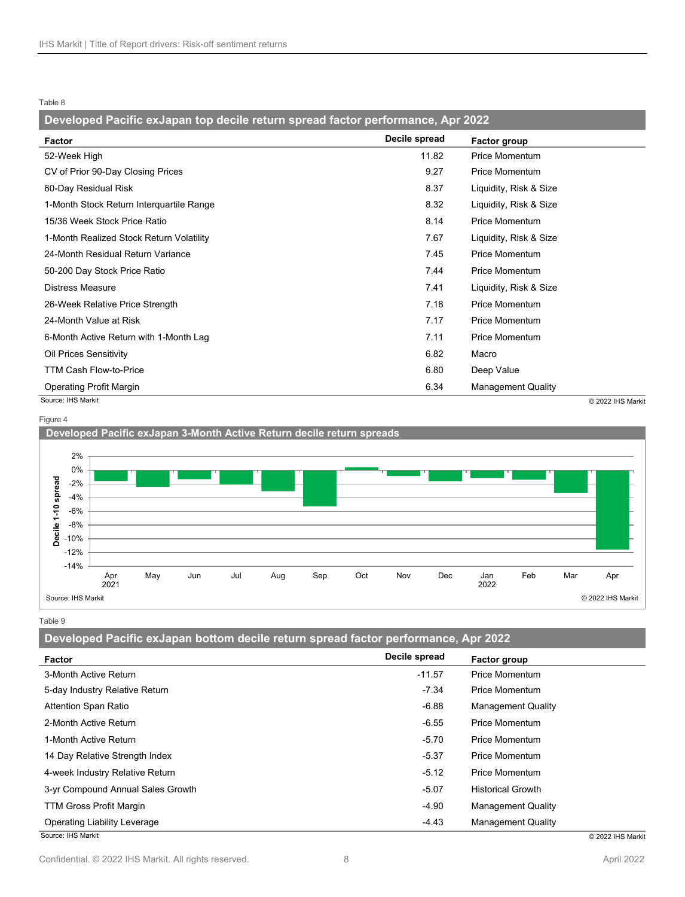Table 8

## Developed Pacific exJapan top decile return spread factor performance, Apr 2022

| Factor | Decile spread | Factor group |
|---|---|---|
| 52-Week High | 11.82 | Price Momentum |
| CV of Prior 90-Day Closing Prices | 9.27 | Price Momentum |
| 60-Day Residual Risk | 8.37 | Liquidity, Risk & Size |
| 1-Month Stock Return Interquartile Range | 8.32 | Liquidity, Risk & Size |
| 15/36 Week Stock Price Ratio | 8.14 | Price Momentum |
| 1-Month Realized Stock Return Volatility | 7.67 | Liquidity, Risk & Size |
| 24-Month Residual Return Variance | 7.45 | Price Momentum |
| 50-200 Day Stock Price Ratio | 7.44 | Price Momentum |
| Distress Measure | 7.41 | Liquidity, Risk & Size |
| 26-Week Relative Price Strength | 7.18 | Price Momentum |
| 24-Month Value at Risk | 7.17 | Price Momentum |
| 6-Month Active Return with 1-Month Lag | 7.11 | Price Momentum |
| Oil Prices Sensitivity | 6.82 | Macro |
| TTM Cash Flow-to-Price | 6.80 | Deep Value |
| Operating Profit Margin | 6.34 | Management Quality |

Source: IHS Markit © 2022 IHS Markit

Figure 4

## Developed Pacific exJapan 3-Month Active Return decile return spreads

Source: IHS Markit © 2022 IHS Markit

Table 9

## Developed Pacific exJapan bottom decile return spread factor performance, Apr 2022

| Factor | Decile spread | Factor group |
|---|---|---|
| 3-Month Active Return | -11.57 | Price Momentum |
| 5-day Industry Relative Return | -7.34 | Price Momentum |
| Attention Span Ratio | -6.88 | Management Quality |
| 2-Month Active Return | -6.55 | Price Momentum |
| 1-Month Active Return | -5.70 | Price Momentum |
| 14 Day Relative Strength Index | -5.37 | Price Momentum |
| 4-week Industry Relative Return | -5.12 | Price Momentum |
| 3-yr Compound Annual Sales Growth | -5.07 | Historical Growth |
| TTM Gross Profit Margin | -4.90 | Management Quality |
| Operating Liability Leverage | -4.43 | Management Quality |

Source: IHS Markit © 2022 IHS Markit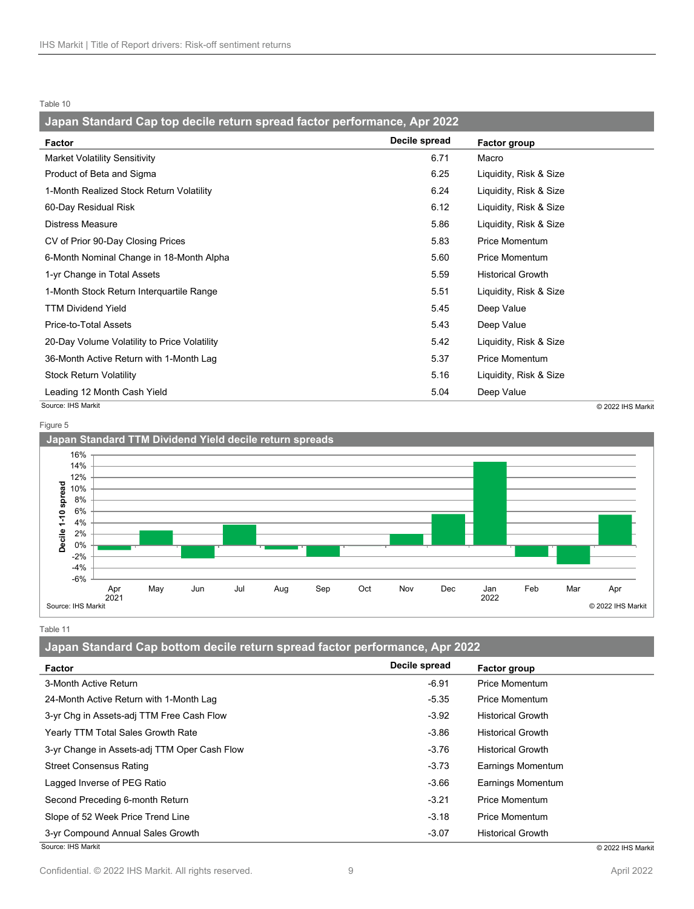Table 10

**Japan Standard Cap top decile return spread factor performance, Apr 2022**

| Factor | Decile spread | Factor group |
|---|---|---|
| Market Volatility Sensitivity | 6.71 | Macro |
| Product of Beta and Sigma | 6.25 | Liquidity, Risk & Size |
| 1-Month Realized Stock Return Volatility | 6.24 | Liquidity, Risk & Size |
| 60-Day Residual Risk | 6.12 | Liquidity, Risk & Size |
| Distress Measure | 5.86 | Liquidity, Risk & Size |
| CV of Prior 90-Day Closing Prices | 5.83 | Price Momentum |
| 6-Month Nominal Change in 18-Month Alpha | 5.60 | Price Momentum |
| 1-yr Change in Total Assets | 5.59 | Historical Growth |
| 1-Month Stock Return Interquartile Range | 5.51 | Liquidity, Risk & Size |
| TTM Dividend Yield | 5.45 | Deep Value |
| Price-to-Total Assets | 5.43 | Deep Value |
| 20-Day Volume Volatility to Price Volatility | 5.42 | Liquidity, Risk & Size |
| 36-Month Active Return with 1-Month Lag | 5.37 | Price Momentum |
| Stock Return Volatility | 5.16 | Liquidity, Risk & Size |
| Leading 12 Month Cash Yield | 5.04 | Deep Value |

Source: IHS Markit © 2022 IHS Markit

Figure 5

**Japan Standard TTM Dividend Yield decile return spreads**

Source: IHS Markit © 2022 IHS Markit

Table 11

**Japan Standard Cap bottom decile return spread factor performance, Apr 2022**

| Factor | Decile spread | Factor group |
|---|---|---|
| 3-Month Active Return | -6.91 | Price Momentum |
| 24-Month Active Return with 1-Month Lag | -5.35 | Price Momentum |
| 3-yr Chg in Assets-adj TTM Free Cash Flow | -3.92 | Historical Growth |
| Yearly TTM Total Sales Growth Rate | -3.86 | Historical Growth |
| 3-yr Change in Assets-adj TTM Oper Cash Flow | -3.76 | Historical Growth |
| Street Consensus Rating | -3.73 | Earnings Momentum |
| Lagged Inverse of PEG Ratio | -3.66 | Earnings Momentum |
| Second Preceding 6-month Return | -3.21 | Price Momentum |
| Slope of 52 Week Price Trend Line | -3.18 | Price Momentum |
| 3-yr Compound Annual Sales Growth | -3.07 | Historical Growth |

Source: IHS Markit © 2022 IHS Markit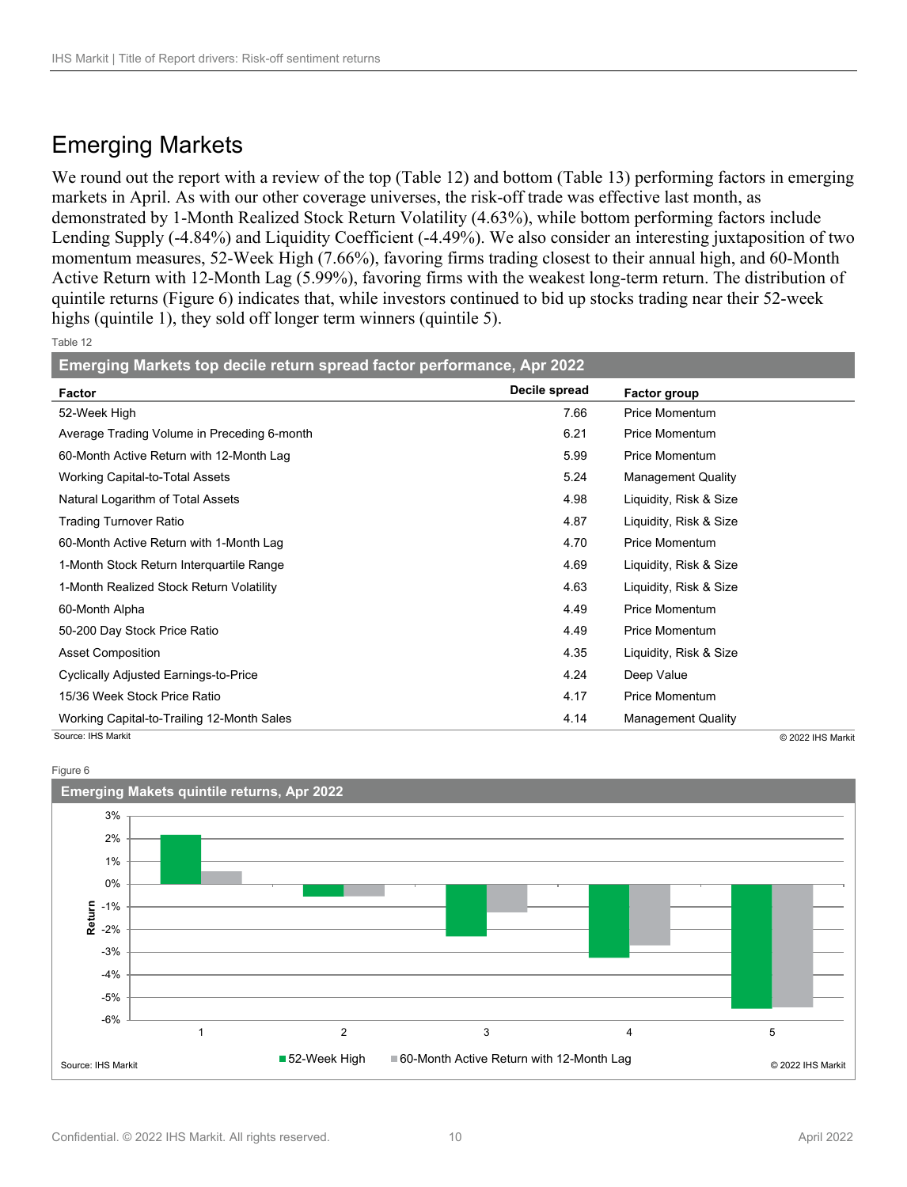# Emerging Markets

We round out the report with a review of the top (Table 12) and bottom (Table 13) performing factors in emerging markets in April. As with our other coverage universes, the risk-off trade was effective last month, as demonstrated by 1-Month Realized Stock Return Volatility (4.63%), while bottom performing factors include Lending Supply (-4.84%) and Liquidity Coefficient (-4.49%). We also consider an interesting juxtaposition of two momentum measures, 52-Week High (7.66%), favoring firms trading closest to their annual high, and 60-Month Active Return with 12-Month Lag (5.99%), favoring firms with the weakest long-term return. The distribution of quintile returns (Figure 6) indicates that, while investors continued to bid up stocks trading near their 52-week highs (quintile 1), they sold off longer term winners (quintile 5).

Table 12

**Emerging Markets top decile return spread factor performance, Apr 2022**

| Factor | Decile spread | Factor group |
|---|---|---|
| 52-Week High | 7.66 | Price Momentum |
| Average Trading Volume in Preceding 6-month | 6.21 | Price Momentum |
| 60-Month Active Return with 12-Month Lag | 5.99 | Price Momentum |
| Working Capital-to-Total Assets | 5.24 | Management Quality |
| Natural Logarithm of Total Assets | 4.98 | Liquidity, Risk & Size |
| Trading Turnover Ratio | 4.87 | Liquidity, Risk & Size |
| 60-Month Active Return with 1-Month Lag | 4.70 | Price Momentum |
| 1-Month Stock Return Interquartile Range | 4.69 | Liquidity, Risk & Size |
| 1-Month Realized Stock Return Volatility | 4.63 | Liquidity, Risk & Size |
| 60-Month Alpha | 4.49 | Price Momentum |
| 50-200 Day Stock Price Ratio | 4.49 | Price Momentum |
| Asset Composition | 4.35 | Liquidity, Risk & Size |
| Cyclically Adjusted Earnings-to-Price | 4.24 | Deep Value |
| 15/36 Week Stock Price Ratio | 4.17 | Price Momentum |
| Working Capital-to-Trailing 12-Month Sales | 4.14 | Management Quality |

Source: IHS Markit © 2022 IHS Markit

Figure 6

**Emerging Makets quintile returns, Apr 2022**

Source: IHS Markit © 2022 IHS Markit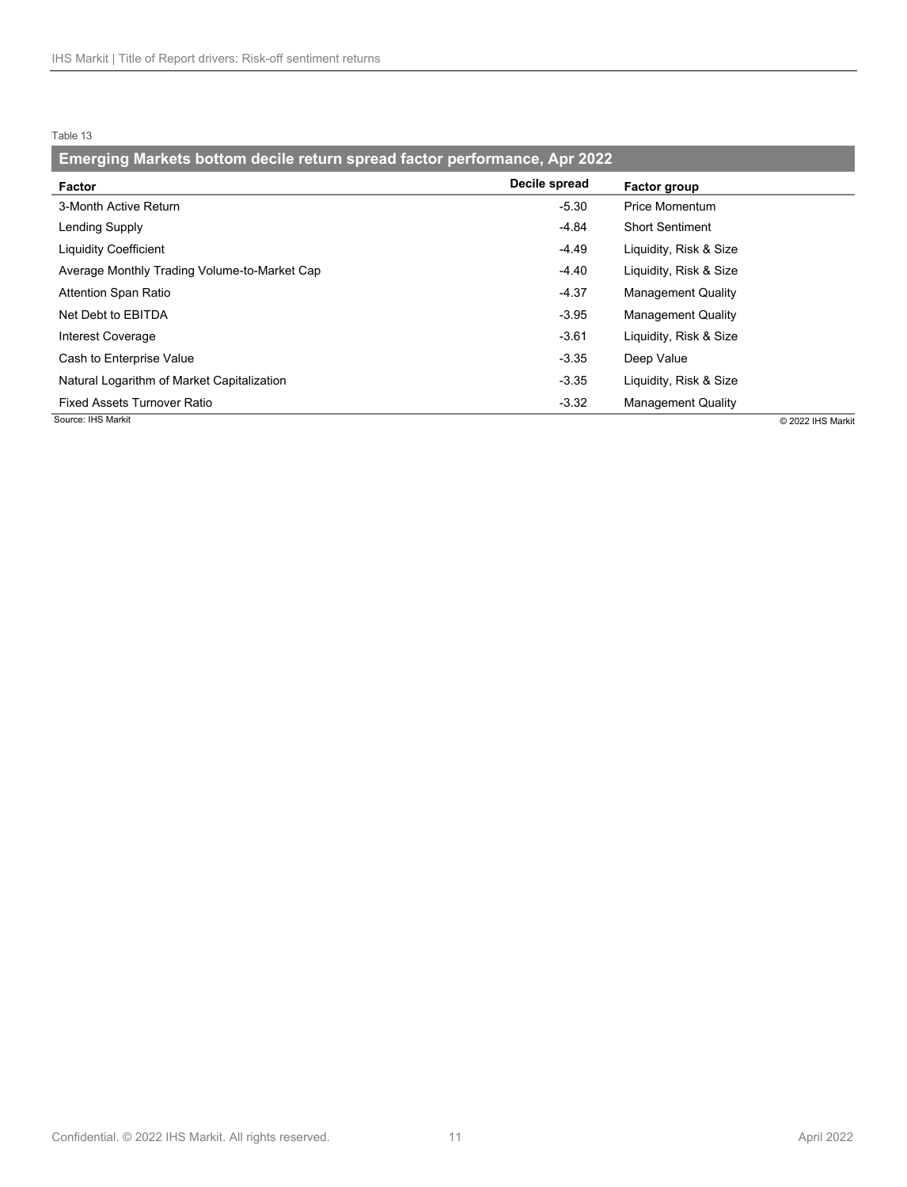Table 13

**Emerging Markets bottom decile return spread factor performance, Apr 2022**

| Factor | Decile spread | Factor group |
|---|---|---|
| 3-Month Active Return | -5.30 | Price Momentum |
| Lending Supply | -4.84 | Short Sentiment |
| Liquidity Coefficient | -4.49 | Liquidity, Risk & Size |
| Average Monthly Trading Volume-to-Market Cap | -4.40 | Liquidity, Risk & Size |
| Attention Span Ratio | -4.37 | Management Quality |
| Net Debt to EBITDA | -3.95 | Management Quality |
| Interest Coverage | -3.61 | Liquidity, Risk & Size |
| Cash to Enterprise Value | -3.35 | Deep Value |
| Natural Logarithm of Market Capitalization | -3.35 | Liquidity, Risk & Size |
| Fixed Assets Turnover Ratio | -3.32 | Management Quality |

Source: IHS Markit

© 2022 IHS Markit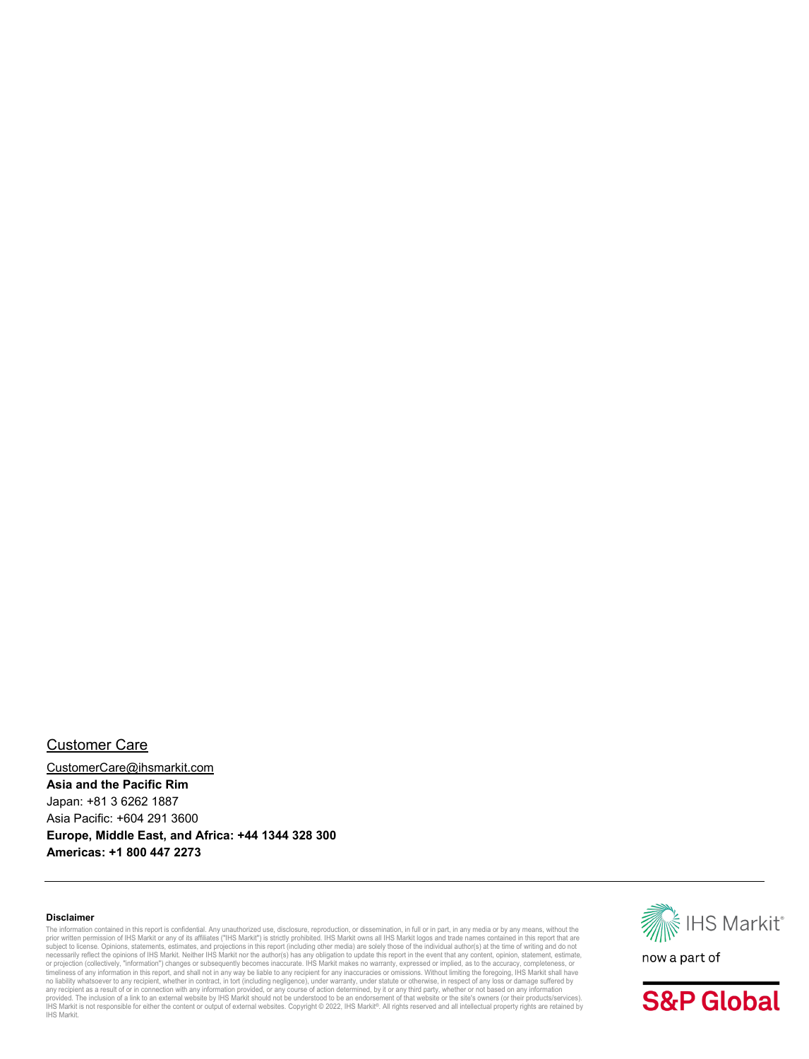## Customer Care

CustomerCare@ihsmarkit.com

**Asia and the Pacific Rim**

Japan: +81 3 6262 1887

Asia Pacific: +604 291 3600

**Europe, Middle East, and Africa: +44 1344 328 300**

**Americas: +1 800 447 2273**

---

**Disclaimer**

The information contained in this report is confidential. Any unauthorized use, disclosure, reproduction, or dissemination, in full or in part, in any media or by any means, without the prior written permission of IHS Markit or any of its affiliates ("IHS Markit") is strictly prohibited. IHS Markit owns all IHS Markit logos and trade names contained in this report that are subject to license. Opinions, statements, estimates, and projections in this report (including other media) are solely those of the individual author(s) at the time of writing and do not necessarily reflect the opinions of IHS Markit. Neither IHS Markit nor the author(s) has any obligation to update this report in the event that any content, opinion, statement, estimate, or projection (collectively, "information") changes or subsequently becomes inaccurate. IHS Markit makes no warranty, expressed or implied, as to the accuracy, completeness, or timeliness of any information in this report, and shall not in any way be liable to any recipient for any inaccuracies or omissions. Without limiting the foregoing, IHS Markit shall have no liability whatsoever to any recipient, whether in contract, in tort (including negligence), under warranty, under statute or otherwise, in respect of any loss or damage suffered by any recipient as a result of or in connection with any information provided, or any course of action determined, by it or any third party, whether or not based on any information provided. The inclusion of a link to an external website by IHS Markit should not be understood to be an endorsement of that website or the site's owners (or their products/services). IHS Markit is not responsible for either the content or output of external websites. Copyright © 2022, IHS Markit®. All rights reserved and all intellectual property rights are retained by IHS Markit.

IHS Markit®

now a part of

S&P Global